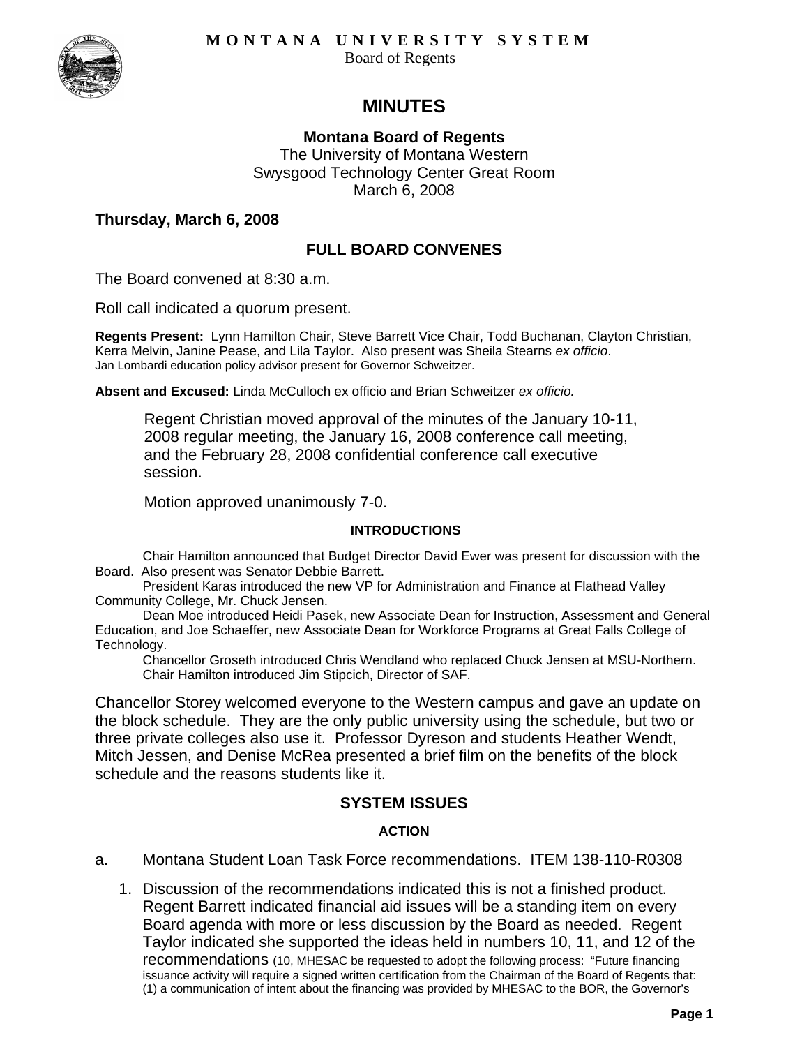MONTANA UNIVERSITY SYSTEM
Board of Regents

# MINUTES

**Montana Board of Regents**
The University of Montana Western
Swysgood Technology Center Great Room
March 6, 2008

**Thursday, March 6, 2008**

## FULL BOARD CONVENES

The Board convened at 8:30 a.m.

Roll call indicated a quorum present.

**Regents Present:** Lynn Hamilton Chair, Steve Barrett Vice Chair, Todd Buchanan, Clayton Christian, Kerra Melvin, Janine Pease, and Lila Taylor. Also present was Sheila Stearns *ex officio*. Jan Lombardi education policy advisor present for Governor Schweitzer.

**Absent and Excused:** Linda McCulloch ex officio and Brian Schweitzer *ex officio.*

> Regent Christian moved approval of the minutes of the January 10-11, 2008 regular meeting, the January 16, 2008 conference call meeting, and the February 28, 2008 confidential conference call executive session.
>
> Motion approved unanimously 7-0.

### INTRODUCTIONS

Chair Hamilton announced that Budget Director David Ewer was present for discussion with the Board. Also present was Senator Debbie Barrett.

President Karas introduced the new VP for Administration and Finance at Flathead Valley Community College, Mr. Chuck Jensen.

Dean Moe introduced Heidi Pasek, new Associate Dean for Instruction, Assessment and General Education, and Joe Schaeffer, new Associate Dean for Workforce Programs at Great Falls College of Technology.

Chancellor Groseth introduced Chris Wendland who replaced Chuck Jensen at MSU-Northern.

Chair Hamilton introduced Jim Stipcich, Director of SAF.

Chancellor Storey welcomed everyone to the Western campus and gave an update on the block schedule. They are the only public university using the schedule, but two or three private colleges also use it. Professor Dyreson and students Heather Wendt, Mitch Jessen, and Denise McRea presented a brief film on the benefits of the block schedule and the reasons students like it.

## SYSTEM ISSUES

### ACTION

a. Montana Student Loan Task Force recommendations. ITEM 138-110-R0308

1. Discussion of the recommendations indicated this is not a finished product. Regent Barrett indicated financial aid issues will be a standing item on every Board agenda with more or less discussion by the Board as needed. Regent Taylor indicated she supported the ideas held in numbers 10, 11, and 12 of the recommendations (10, MHESAC be requested to adopt the following process: "Future financing issuance activity will require a signed written certification from the Chairman of the Board of Regents that: (1) a communication of intent about the financing was provided by MHESAC to the BOR, the Governor's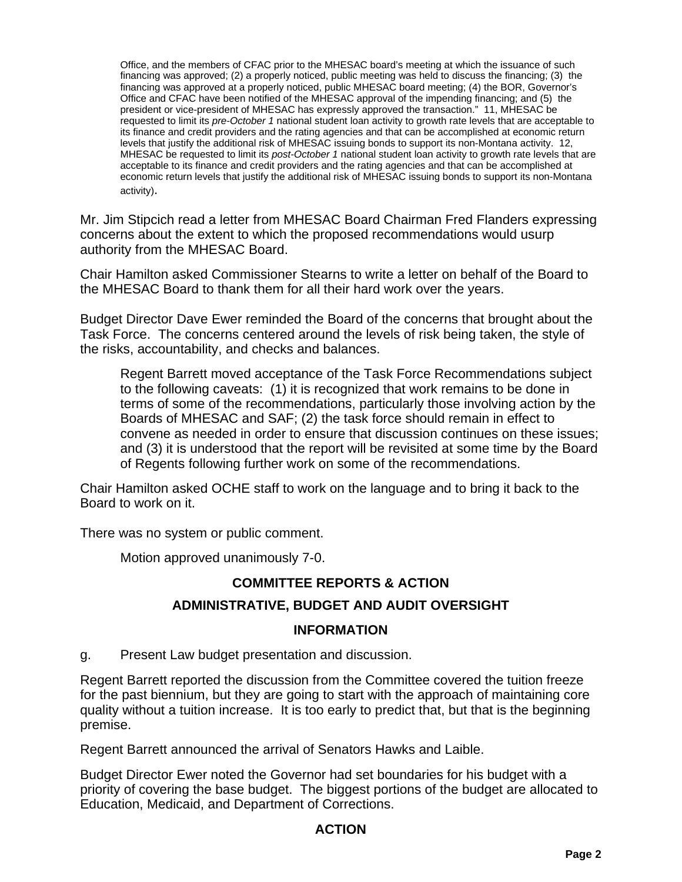Office, and the members of CFAC prior to the MHESAC board's meeting at which the issuance of such financing was approved; (2) a properly noticed, public meeting was held to discuss the financing; (3) the financing was approved at a properly noticed, public MHESAC board meeting; (4) the BOR, Governor's Office and CFAC have been notified of the MHESAC approval of the impending financing; and (5) the president or vice-president of MHESAC has expressly approved the transaction." 11, MHESAC be requested to limit its *pre-October 1* national student loan activity to growth rate levels that are acceptable to its finance and credit providers and the rating agencies and that can be accomplished at economic return levels that justify the additional risk of MHESAC issuing bonds to support its non-Montana activity. 12, MHESAC be requested to limit its *post-October 1* national student loan activity to growth rate levels that are acceptable to its finance and credit providers and the rating agencies and that can be accomplished at economic return levels that justify the additional risk of MHESAC issuing bonds to support its non-Montana activity).

Mr. Jim Stipcich read a letter from MHESAC Board Chairman Fred Flanders expressing concerns about the extent to which the proposed recommendations would usurp authority from the MHESAC Board.

Chair Hamilton asked Commissioner Stearns to write a letter on behalf of the Board to the MHESAC Board to thank them for all their hard work over the years.

Budget Director Dave Ewer reminded the Board of the concerns that brought about the Task Force. The concerns centered around the levels of risk being taken, the style of the risks, accountability, and checks and balances.

Regent Barrett moved acceptance of the Task Force Recommendations subject to the following caveats: (1) it is recognized that work remains to be done in terms of some of the recommendations, particularly those involving action by the Boards of MHESAC and SAF; (2) the task force should remain in effect to convene as needed in order to ensure that discussion continues on these issues; and (3) it is understood that the report will be revisited at some time by the Board of Regents following further work on some of the recommendations.

Chair Hamilton asked OCHE staff to work on the language and to bring it back to the Board to work on it.

There was no system or public comment.

Motion approved unanimously 7-0.

## COMMITTEE REPORTS & ACTION

## ADMINISTRATIVE, BUDGET AND AUDIT OVERSIGHT

### INFORMATION

g. Present Law budget presentation and discussion.

Regent Barrett reported the discussion from the Committee covered the tuition freeze for the past biennium, but they are going to start with the approach of maintaining core quality without a tuition increase. It is too early to predict that, but that is the beginning premise.

Regent Barrett announced the arrival of Senators Hawks and Laible.

Budget Director Ewer noted the Governor had set boundaries for his budget with a priority of covering the base budget. The biggest portions of the budget are allocated to Education, Medicaid, and Department of Corrections.

### ACTION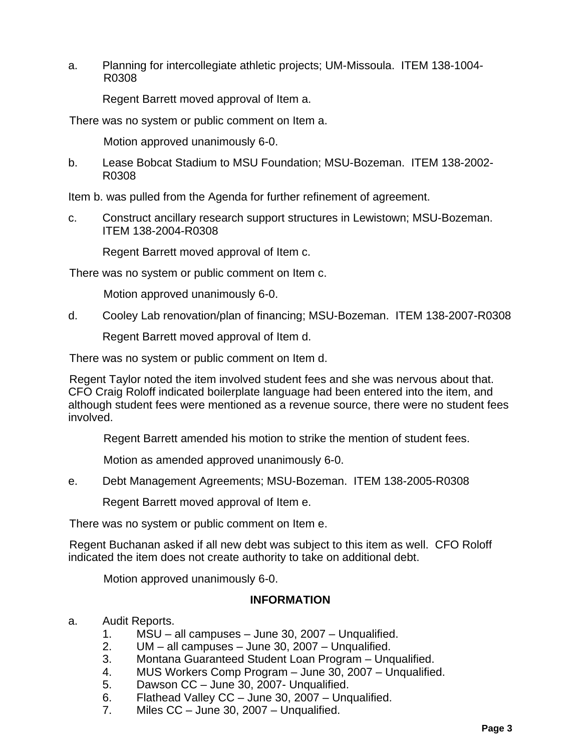a. Planning for intercollegiate athletic projects; UM-Missoula. ITEM 138-1004-R0308

Regent Barrett moved approval of Item a.

There was no system or public comment on Item a.

Motion approved unanimously 6-0.

b. Lease Bobcat Stadium to MSU Foundation; MSU-Bozeman. ITEM 138-2002-R0308

Item b. was pulled from the Agenda for further refinement of agreement.

c. Construct ancillary research support structures in Lewistown; MSU-Bozeman. ITEM 138-2004-R0308

Regent Barrett moved approval of Item c.

There was no system or public comment on Item c.

Motion approved unanimously 6-0.

d. Cooley Lab renovation/plan of financing; MSU-Bozeman. ITEM 138-2007-R0308

Regent Barrett moved approval of Item d.

There was no system or public comment on Item d.

Regent Taylor noted the item involved student fees and she was nervous about that. CFO Craig Roloff indicated boilerplate language had been entered into the item, and although student fees were mentioned as a revenue source, there were no student fees involved.

Regent Barrett amended his motion to strike the mention of student fees.

Motion as amended approved unanimously 6-0.

e. Debt Management Agreements; MSU-Bozeman. ITEM 138-2005-R0308

Regent Barrett moved approval of Item e.

There was no system or public comment on Item e.

Regent Buchanan asked if all new debt was subject to this item as well. CFO Roloff indicated the item does not create authority to take on additional debt.

Motion approved unanimously 6-0.

## INFORMATION

a. Audit Reports.
   1. MSU – all campuses – June 30, 2007 – Unqualified.
   2. UM – all campuses – June 30, 2007 – Unqualified.
   3. Montana Guaranteed Student Loan Program – Unqualified.
   4. MUS Workers Comp Program – June 30, 2007 – Unqualified.
   5. Dawson CC – June 30, 2007- Unqualified.
   6. Flathead Valley CC – June 30, 2007 – Unqualified.
   7. Miles CC – June 30, 2007 – Unqualified.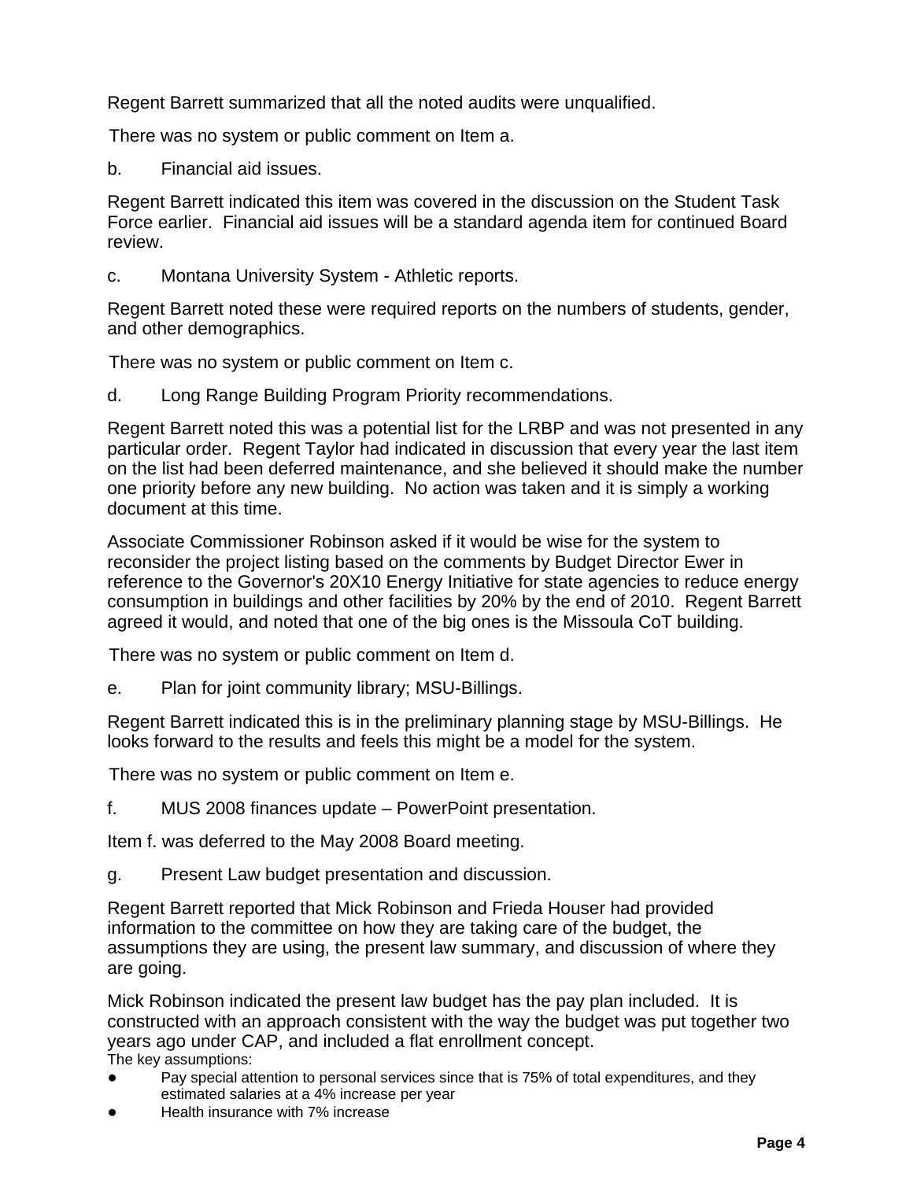Regent Barrett summarized that all the noted audits were unqualified.

There was no system or public comment on Item a.

b. Financial aid issues.

Regent Barrett indicated this item was covered in the discussion on the Student Task Force earlier. Financial aid issues will be a standard agenda item for continued Board review.

c. Montana University System - Athletic reports.

Regent Barrett noted these were required reports on the numbers of students, gender, and other demographics.

There was no system or public comment on Item c.

d. Long Range Building Program Priority recommendations.

Regent Barrett noted this was a potential list for the LRBP and was not presented in any particular order. Regent Taylor had indicated in discussion that every year the last item on the list had been deferred maintenance, and she believed it should make the number one priority before any new building. No action was taken and it is simply a working document at this time.

Associate Commissioner Robinson asked if it would be wise for the system to reconsider the project listing based on the comments by Budget Director Ewer in reference to the Governor's 20X10 Energy Initiative for state agencies to reduce energy consumption in buildings and other facilities by 20% by the end of 2010. Regent Barrett agreed it would, and noted that one of the big ones is the Missoula CoT building.

There was no system or public comment on Item d.

e. Plan for joint community library; MSU-Billings.

Regent Barrett indicated this is in the preliminary planning stage by MSU-Billings. He looks forward to the results and feels this might be a model for the system.

There was no system or public comment on Item e.

f. MUS 2008 finances update – PowerPoint presentation.

Item f. was deferred to the May 2008 Board meeting.

g. Present Law budget presentation and discussion.

Regent Barrett reported that Mick Robinson and Frieda Houser had provided information to the committee on how they are taking care of the budget, the assumptions they are using, the present law summary, and discussion of where they are going.

Mick Robinson indicated the present law budget has the pay plan included. It is constructed with an approach consistent with the way the budget was put together two years ago under CAP, and included a flat enrollment concept.

The key assumptions:

- Pay special attention to personal services since that is 75% of total expenditures, and they estimated salaries at a 4% increase per year
- Health insurance with 7% increase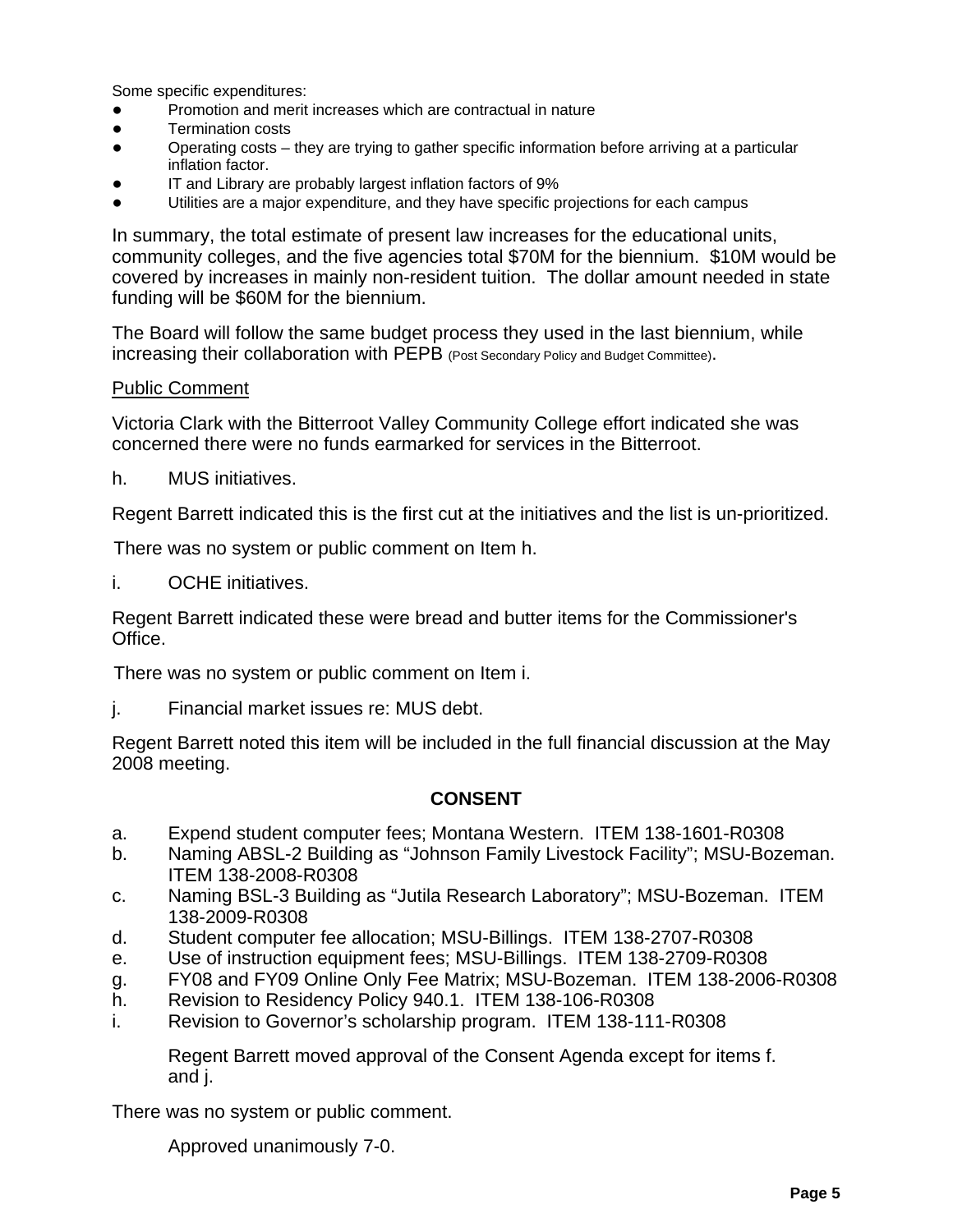Some specific expenditures:

- Promotion and merit increases which are contractual in nature
- Termination costs
- Operating costs – they are trying to gather specific information before arriving at a particular inflation factor.
- IT and Library are probably largest inflation factors of 9%
- Utilities are a major expenditure, and they have specific projections for each campus

In summary, the total estimate of present law increases for the educational units, community colleges, and the five agencies total $70M for the biennium. $10M would be covered by increases in mainly non-resident tuition. The dollar amount needed in state funding will be $60M for the biennium.

The Board will follow the same budget process they used in the last biennium, while increasing their collaboration with PEPB (Post Secondary Policy and Budget Committee).

Public Comment

Victoria Clark with the Bitterroot Valley Community College effort indicated she was concerned there were no funds earmarked for services in the Bitterroot.

h. MUS initiatives.

Regent Barrett indicated this is the first cut at the initiatives and the list is un-prioritized.

There was no system or public comment on Item h.

i. OCHE initiatives.

Regent Barrett indicated these were bread and butter items for the Commissioner's Office.

There was no system or public comment on Item i.

j. Financial market issues re: MUS debt.

Regent Barrett noted this item will be included in the full financial discussion at the May 2008 meeting.

**CONSENT**

a. Expend student computer fees; Montana Western. ITEM 138-1601-R0308
b. Naming ABSL-2 Building as "Johnson Family Livestock Facility"; MSU-Bozeman. ITEM 138-2008-R0308
c. Naming BSL-3 Building as "Jutila Research Laboratory"; MSU-Bozeman. ITEM 138-2009-R0308
d. Student computer fee allocation; MSU-Billings. ITEM 138-2707-R0308
e. Use of instruction equipment fees; MSU-Billings. ITEM 138-2709-R0308
g. FY08 and FY09 Online Only Fee Matrix; MSU-Bozeman. ITEM 138-2006-R0308
h. Revision to Residency Policy 940.1. ITEM 138-106-R0308
i. Revision to Governor's scholarship program. ITEM 138-111-R0308

Regent Barrett moved approval of the Consent Agenda except for items f. and j.

There was no system or public comment.

Approved unanimously 7-0.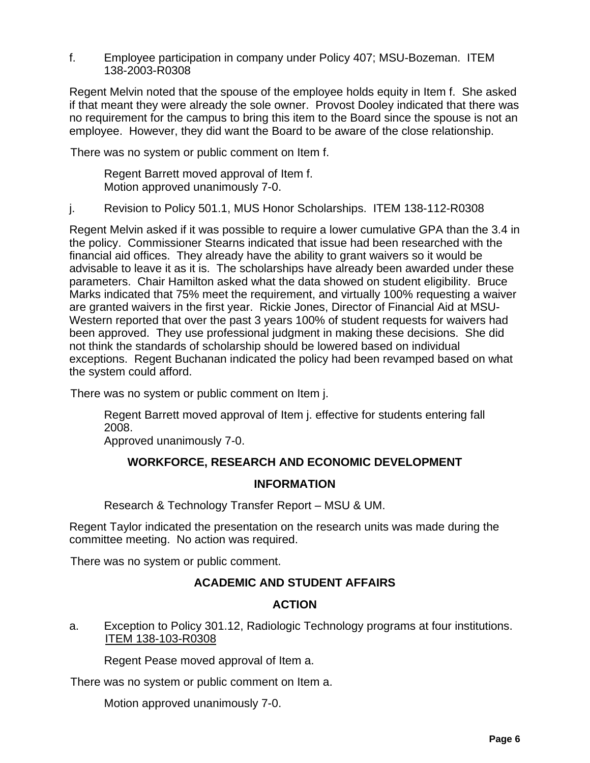f. Employee participation in company under Policy 407; MSU-Bozeman. ITEM 138-2003-R0308

Regent Melvin noted that the spouse of the employee holds equity in Item f. She asked if that meant they were already the sole owner. Provost Dooley indicated that there was no requirement for the campus to bring this item to the Board since the spouse is not an employee. However, they did want the Board to be aware of the close relationship.

There was no system or public comment on Item f.

Regent Barrett moved approval of Item f.
Motion approved unanimously 7-0.

j. Revision to Policy 501.1, MUS Honor Scholarships. ITEM 138-112-R0308

Regent Melvin asked if it was possible to require a lower cumulative GPA than the 3.4 in the policy. Commissioner Stearns indicated that issue had been researched with the financial aid offices. They already have the ability to grant waivers so it would be advisable to leave it as it is. The scholarships have already been awarded under these parameters. Chair Hamilton asked what the data showed on student eligibility. Bruce Marks indicated that 75% meet the requirement, and virtually 100% requesting a waiver are granted waivers in the first year. Rickie Jones, Director of Financial Aid at MSU-Western reported that over the past 3 years 100% of student requests for waivers had been approved. They use professional judgment in making these decisions. She did not think the standards of scholarship should be lowered based on individual exceptions. Regent Buchanan indicated the policy had been revamped based on what the system could afford.

There was no system or public comment on Item j.

Regent Barrett moved approval of Item j. effective for students entering fall 2008.
Approved unanimously 7-0.

## WORKFORCE, RESEARCH AND ECONOMIC DEVELOPMENT

### INFORMATION

Research & Technology Transfer Report – MSU & UM.

Regent Taylor indicated the presentation on the research units was made during the committee meeting. No action was required.

There was no system or public comment.

## ACADEMIC AND STUDENT AFFAIRS

### ACTION

a. Exception to Policy 301.12, Radiologic Technology programs at four institutions. ITEM 138-103-R0308

Regent Pease moved approval of Item a.

There was no system or public comment on Item a.

Motion approved unanimously 7-0.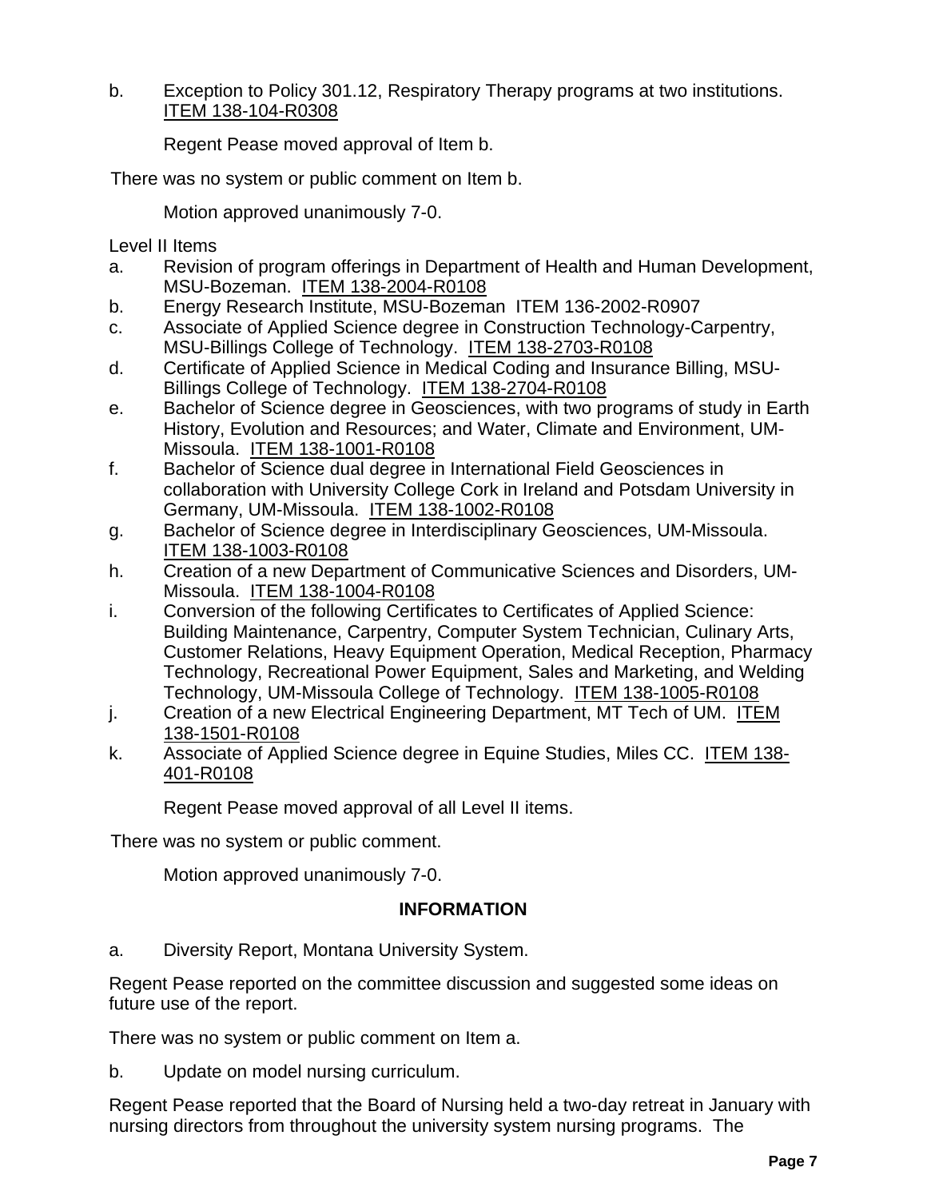b. Exception to Policy 301.12, Respiratory Therapy programs at two institutions. ITEM 138-104-R0308

Regent Pease moved approval of Item b.

There was no system or public comment on Item b.

Motion approved unanimously 7-0.

Level II Items

a. Revision of program offerings in Department of Health and Human Development, MSU-Bozeman. ITEM 138-2004-R0108
b. Energy Research Institute, MSU-Bozeman ITEM 136-2002-R0907
c. Associate of Applied Science degree in Construction Technology-Carpentry, MSU-Billings College of Technology. ITEM 138-2703-R0108
d. Certificate of Applied Science in Medical Coding and Insurance Billing, MSU-Billings College of Technology. ITEM 138-2704-R0108
e. Bachelor of Science degree in Geosciences, with two programs of study in Earth History, Evolution and Resources; and Water, Climate and Environment, UM-Missoula. ITEM 138-1001-R0108
f. Bachelor of Science dual degree in International Field Geosciences in collaboration with University College Cork in Ireland and Potsdam University in Germany, UM-Missoula. ITEM 138-1002-R0108
g. Bachelor of Science degree in Interdisciplinary Geosciences, UM-Missoula. ITEM 138-1003-R0108
h. Creation of a new Department of Communicative Sciences and Disorders, UM-Missoula. ITEM 138-1004-R0108
i. Conversion of the following Certificates to Certificates of Applied Science: Building Maintenance, Carpentry, Computer System Technician, Culinary Arts, Customer Relations, Heavy Equipment Operation, Medical Reception, Pharmacy Technology, Recreational Power Equipment, Sales and Marketing, and Welding Technology, UM-Missoula College of Technology. ITEM 138-1005-R0108
j. Creation of a new Electrical Engineering Department, MT Tech of UM. ITEM 138-1501-R0108
k. Associate of Applied Science degree in Equine Studies, Miles CC. ITEM 138-401-R0108

Regent Pease moved approval of all Level II items.

There was no system or public comment.

Motion approved unanimously 7-0.

## INFORMATION

a. Diversity Report, Montana University System.

Regent Pease reported on the committee discussion and suggested some ideas on future use of the report.

There was no system or public comment on Item a.

b. Update on model nursing curriculum.

Regent Pease reported that the Board of Nursing held a two-day retreat in January with nursing directors from throughout the university system nursing programs. The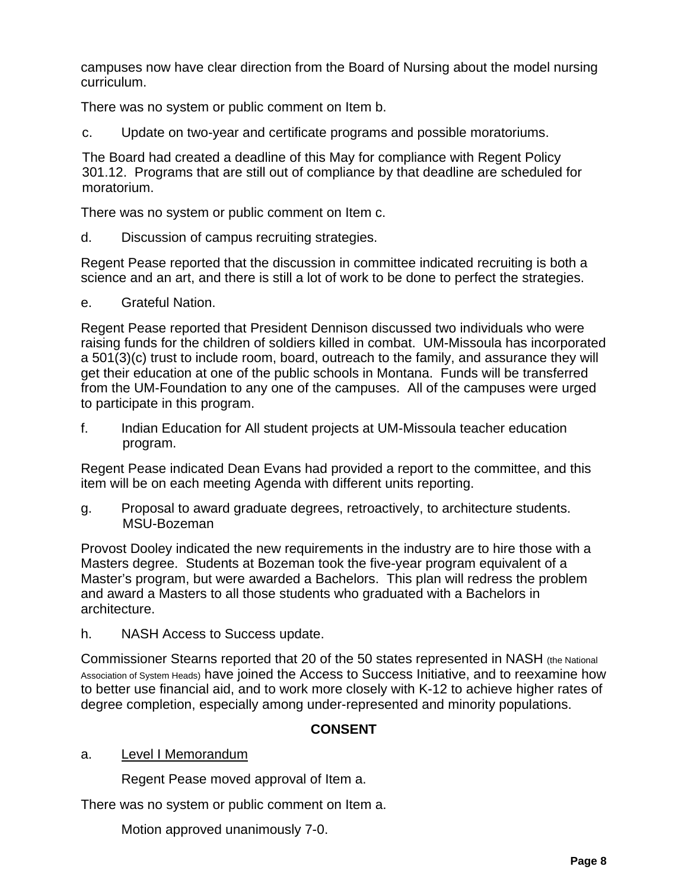campuses now have clear direction from the Board of Nursing about the model nursing curriculum.

There was no system or public comment on Item b.

c. Update on two-year and certificate programs and possible moratoriums.

The Board had created a deadline of this May for compliance with Regent Policy 301.12. Programs that are still out of compliance by that deadline are scheduled for moratorium.

There was no system or public comment on Item c.

d. Discussion of campus recruiting strategies.

Regent Pease reported that the discussion in committee indicated recruiting is both a science and an art, and there is still a lot of work to be done to perfect the strategies.

e. Grateful Nation.

Regent Pease reported that President Dennison discussed two individuals who were raising funds for the children of soldiers killed in combat. UM-Missoula has incorporated a 501(3)(c) trust to include room, board, outreach to the family, and assurance they will get their education at one of the public schools in Montana. Funds will be transferred from the UM-Foundation to any one of the campuses. All of the campuses were urged to participate in this program.

f. Indian Education for All student projects at UM-Missoula teacher education program.

Regent Pease indicated Dean Evans had provided a report to the committee, and this item will be on each meeting Agenda with different units reporting.

g. Proposal to award graduate degrees, retroactively, to architecture students. MSU-Bozeman

Provost Dooley indicated the new requirements in the industry are to hire those with a Masters degree. Students at Bozeman took the five-year program equivalent of a Master's program, but were awarded a Bachelors. This plan will redress the problem and award a Masters to all those students who graduated with a Bachelors in architecture.

h. NASH Access to Success update.

Commissioner Stearns reported that 20 of the 50 states represented in NASH (the National Association of System Heads) have joined the Access to Success Initiative, and to reexamine how to better use financial aid, and to work more closely with K-12 to achieve higher rates of degree completion, especially among under-represented and minority populations.

**CONSENT**

a. Level I Memorandum

Regent Pease moved approval of Item a.

There was no system or public comment on Item a.

Motion approved unanimously 7-0.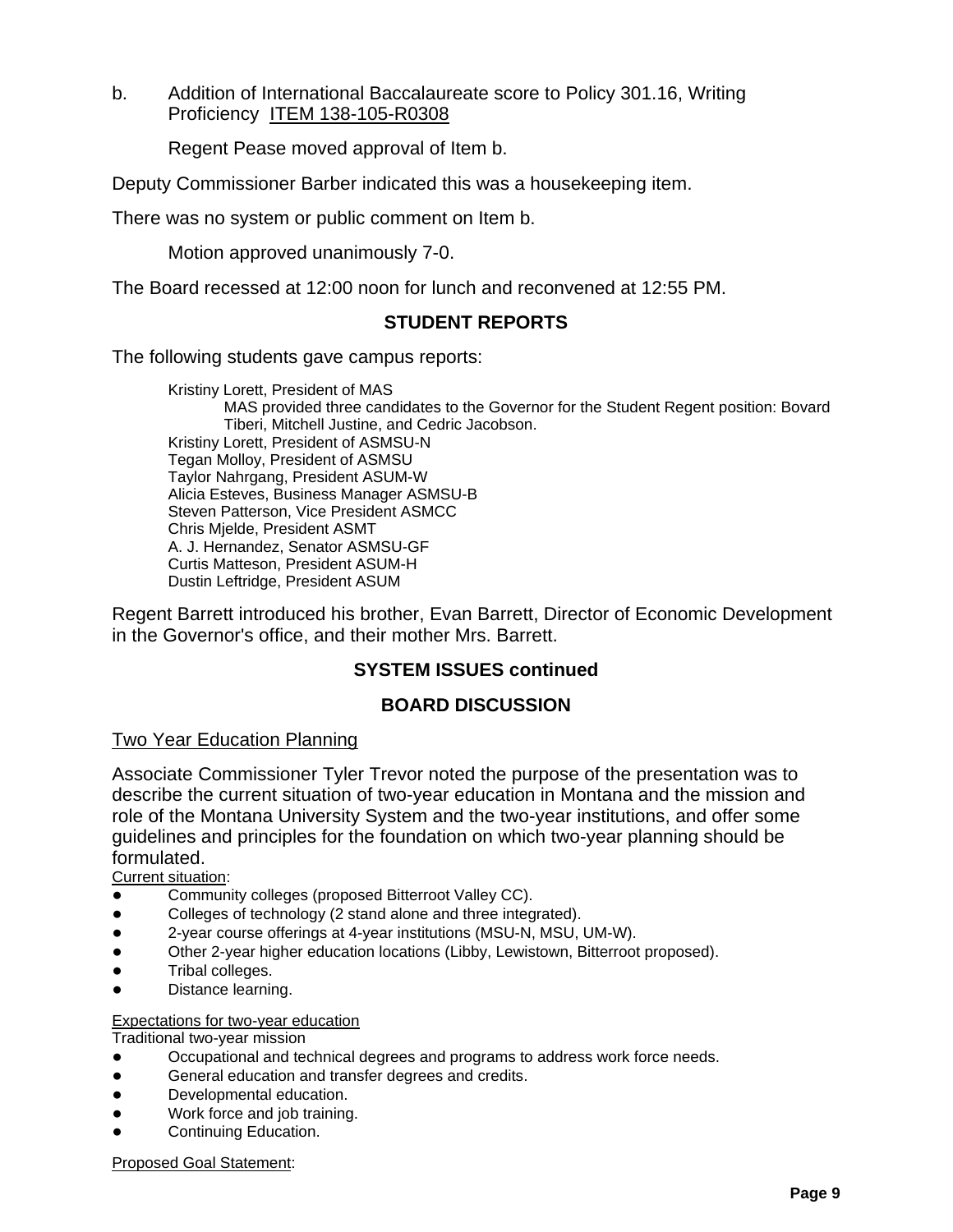b. Addition of International Baccalaureate score to Policy 301.16, Writing Proficiency ITEM 138-105-R0308

Regent Pease moved approval of Item b.

Deputy Commissioner Barber indicated this was a housekeeping item.

There was no system or public comment on Item b.

Motion approved unanimously 7-0.

The Board recessed at 12:00 noon for lunch and reconvened at 12:55 PM.

## STUDENT REPORTS

The following students gave campus reports:

Kristiny Lorett, President of MAS
  MAS provided three candidates to the Governor for the Student Regent position: Bovard Tiberi, Mitchell Justine, and Cedric Jacobson.
Kristiny Lorett, President of ASMSU-N
Tegan Molloy, President of ASMSU
Taylor Nahrgang, President ASUM-W
Alicia Esteves, Business Manager ASMSU-B
Steven Patterson, Vice President ASMCC
Chris Mjelde, President ASMT
A. J. Hernandez, Senator ASMSU-GF
Curtis Matteson, President ASUM-H
Dustin Leftridge, President ASUM

Regent Barrett introduced his brother, Evan Barrett, Director of Economic Development in the Governor's office, and their mother Mrs. Barrett.

## SYSTEM ISSUES continued

## BOARD DISCUSSION

Two Year Education Planning

Associate Commissioner Tyler Trevor noted the purpose of the presentation was to describe the current situation of two-year education in Montana and the mission and role of the Montana University System and the two-year institutions, and offer some guidelines and principles for the foundation on which two-year planning should be formulated.

Current situation:

- Community colleges (proposed Bitterroot Valley CC).
- Colleges of technology (2 stand alone and three integrated).
- 2-year course offerings at 4-year institutions (MSU-N, MSU, UM-W).
- Other 2-year higher education locations (Libby, Lewistown, Bitterroot proposed).
- Tribal colleges.
- Distance learning.

Expectations for two-year education

Traditional two-year mission

- Occupational and technical degrees and programs to address work force needs.
- General education and transfer degrees and credits.
- Developmental education.
- Work force and job training.
- Continuing Education.

Proposed Goal Statement: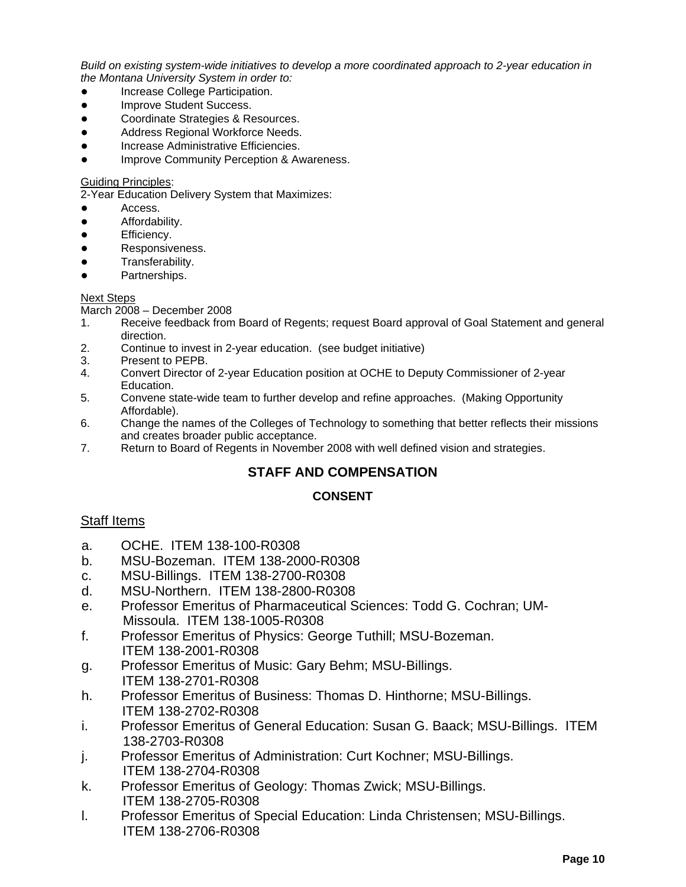*Build on existing system-wide initiatives to develop a more coordinated approach to 2-year education in the Montana University System in order to:*

- Increase College Participation.
- Improve Student Success.
- Coordinate Strategies & Resources.
- Address Regional Workforce Needs.
- Increase Administrative Efficiencies.
- Improve Community Perception & Awareness.

Guiding Principles:

2-Year Education Delivery System that Maximizes:

- Access.
- Affordability.
- Efficiency.
- Responsiveness.
- Transferability.
- Partnerships.

Next Steps

March 2008 – December 2008

1. Receive feedback from Board of Regents; request Board approval of Goal Statement and general direction.
2. Continue to invest in 2-year education. (see budget initiative)
3. Present to PEPB.
4. Convert Director of 2-year Education position at OCHE to Deputy Commissioner of 2-year Education.
5. Convene state-wide team to further develop and refine approaches. (Making Opportunity Affordable).
6. Change the names of the Colleges of Technology to something that better reflects their missions and creates broader public acceptance.
7. Return to Board of Regents in November 2008 with well defined vision and strategies.

## STAFF AND COMPENSATION

### CONSENT

Staff Items

a. OCHE. ITEM 138-100-R0308
b. MSU-Bozeman. ITEM 138-2000-R0308
c. MSU-Billings. ITEM 138-2700-R0308
d. MSU-Northern. ITEM 138-2800-R0308
e. Professor Emeritus of Pharmaceutical Sciences: Todd G. Cochran; UM-Missoula. ITEM 138-1005-R0308
f. Professor Emeritus of Physics: George Tuthill; MSU-Bozeman. ITEM 138-2001-R0308
g. Professor Emeritus of Music: Gary Behm; MSU-Billings. ITEM 138-2701-R0308
h. Professor Emeritus of Business: Thomas D. Hinthorne; MSU-Billings. ITEM 138-2702-R0308
i. Professor Emeritus of General Education: Susan G. Baack; MSU-Billings. ITEM 138-2703-R0308
j. Professor Emeritus of Administration: Curt Kochner; MSU-Billings. ITEM 138-2704-R0308
k. Professor Emeritus of Geology: Thomas Zwick; MSU-Billings. ITEM 138-2705-R0308
l. Professor Emeritus of Special Education: Linda Christensen; MSU-Billings. ITEM 138-2706-R0308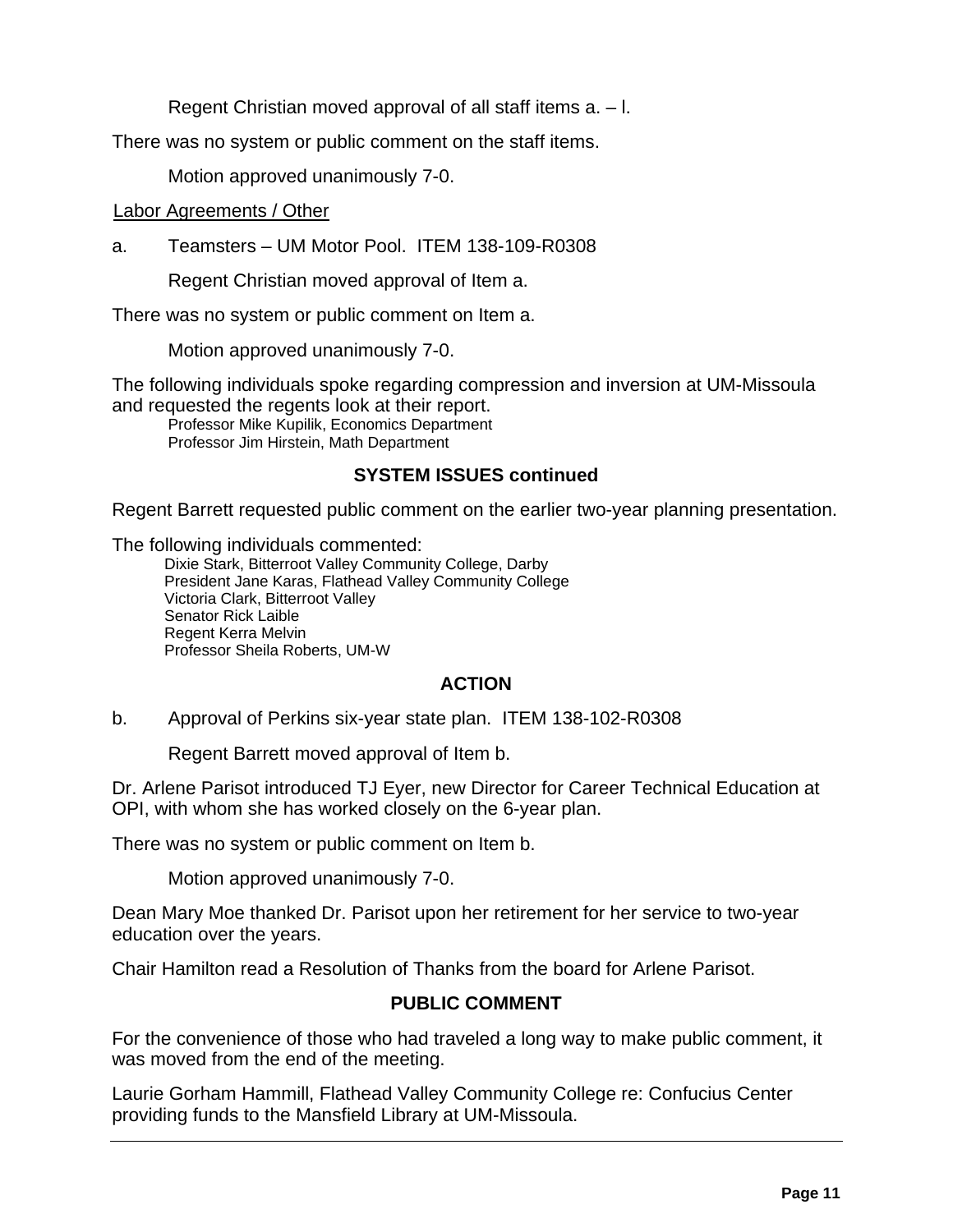Regent Christian moved approval of all staff items a. – l.

There was no system or public comment on the staff items.

Motion approved unanimously 7-0.

Labor Agreements / Other

a. Teamsters – UM Motor Pool. ITEM 138-109-R0308

Regent Christian moved approval of Item a.

There was no system or public comment on Item a.

Motion approved unanimously 7-0.

The following individuals spoke regarding compression and inversion at UM-Missoula and requested the regents look at their report.

Professor Mike Kupilik, Economics Department
Professor Jim Hirstein, Math Department

**SYSTEM ISSUES continued**

Regent Barrett requested public comment on the earlier two-year planning presentation.

The following individuals commented:

Dixie Stark, Bitterroot Valley Community College, Darby
President Jane Karas, Flathead Valley Community College
Victoria Clark, Bitterroot Valley
Senator Rick Laible
Regent Kerra Melvin
Professor Sheila Roberts, UM-W

**ACTION**

b. Approval of Perkins six-year state plan. ITEM 138-102-R0308

Regent Barrett moved approval of Item b.

Dr. Arlene Parisot introduced TJ Eyer, new Director for Career Technical Education at OPI, with whom she has worked closely on the 6-year plan.

There was no system or public comment on Item b.

Motion approved unanimously 7-0.

Dean Mary Moe thanked Dr. Parisot upon her retirement for her service to two-year education over the years.

Chair Hamilton read a Resolution of Thanks from the board for Arlene Parisot.

**PUBLIC COMMENT**

For the convenience of those who had traveled a long way to make public comment, it was moved from the end of the meeting.

Laurie Gorham Hammill, Flathead Valley Community College re: Confucius Center providing funds to the Mansfield Library at UM-Missoula.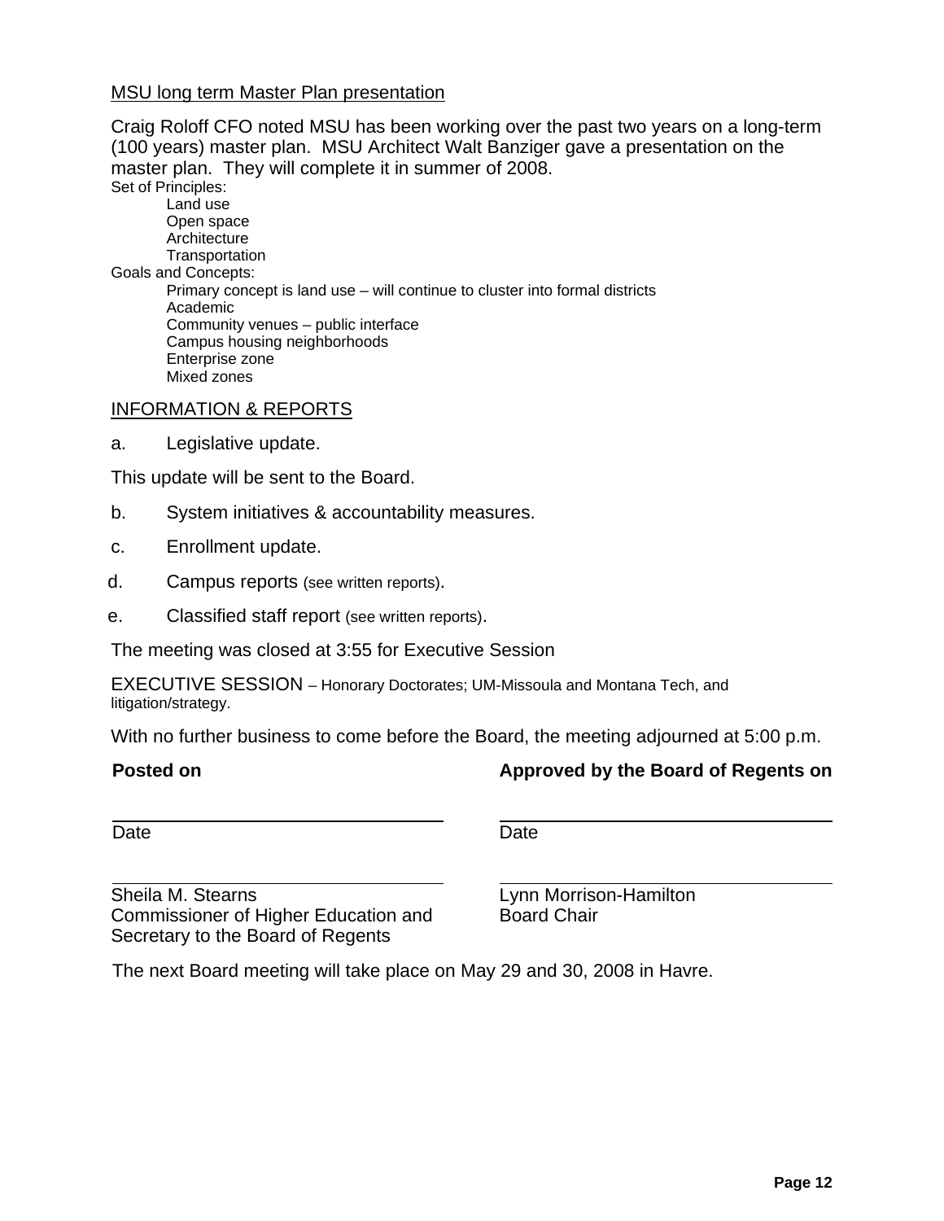MSU long term Master Plan presentation

Craig Roloff CFO noted MSU has been working over the past two years on a long-term (100 years) master plan. MSU Architect Walt Banziger gave a presentation on the master plan. They will complete it in summer of 2008.

Set of Principles:

- Land use
- Open space
- Architecture
- Transportation

Goals and Concepts:

- Primary concept is land use – will continue to cluster into formal districts
- Academic
- Community venues – public interface
- Campus housing neighborhoods
- Enterprise zone
- Mixed zones

## INFORMATION & REPORTS

a. Legislative update.

This update will be sent to the Board.

b. System initiatives & accountability measures.

c. Enrollment update.

d. Campus reports (see written reports).

e. Classified staff report (see written reports).

The meeting was closed at 3:55 for Executive Session

EXECUTIVE SESSION – Honorary Doctorates; UM-Missoula and Montana Tech, and litigation/strategy.

With no further business to come before the Board, the meeting adjourned at 5:00 p.m.

| **Posted on** | **Approved by the Board of Regents on** |
| --- | --- |
| Date | Date |
| Sheila M. Stearns<br>Commissioner of Higher Education and<br>Secretary to the Board of Regents | Lynn Morrison-Hamilton<br>Board Chair |

The next Board meeting will take place on May 29 and 30, 2008 in Havre.